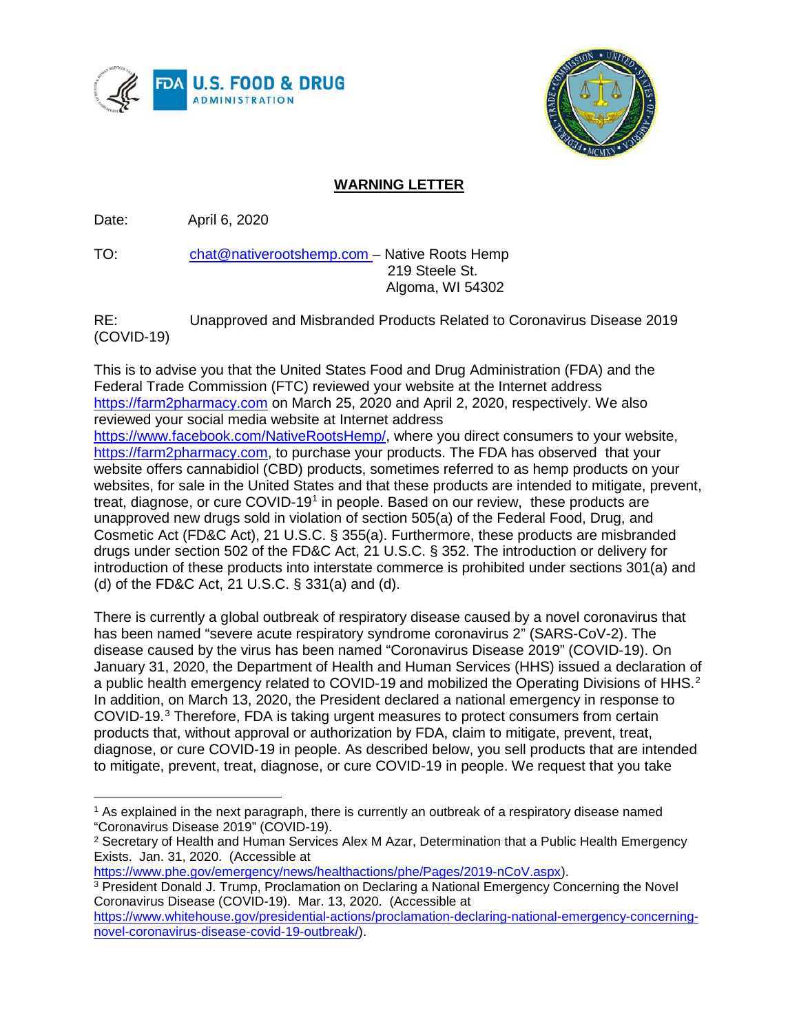**WARNING LETTER**

Date: April 6, 2020

TO: chat@nativerootshemp.com – Native Roots Hemp
219 Steele St.
Algoma, WI 54302

RE: Unapproved and Misbranded Products Related to Coronavirus Disease 2019 (COVID-19)

This is to advise you that the United States Food and Drug Administration (FDA) and the Federal Trade Commission (FTC) reviewed your website at the Internet address https://farm2pharmacy.com on March 25, 2020 and April 2, 2020, respectively. We also reviewed your social media website at Internet address https://www.facebook.com/NativeRootsHemp/, where you direct consumers to your website, https://farm2pharmacy.com, to purchase your products. The FDA has observed that your website offers cannabidiol (CBD) products, sometimes referred to as hemp products on your websites, for sale in the United States and that these products are intended to mitigate, prevent, treat, diagnose, or cure COVID-19[1] in people. Based on our review, these products are unapproved new drugs sold in violation of section 505(a) of the Federal Food, Drug, and Cosmetic Act (FD&C Act), 21 U.S.C. § 355(a). Furthermore, these products are misbranded drugs under section 502 of the FD&C Act, 21 U.S.C. § 352. The introduction or delivery for introduction of these products into interstate commerce is prohibited under sections 301(a) and (d) of the FD&C Act, 21 U.S.C. § 331(a) and (d).

There is currently a global outbreak of respiratory disease caused by a novel coronavirus that has been named "severe acute respiratory syndrome coronavirus 2" (SARS-CoV-2). The disease caused by the virus has been named "Coronavirus Disease 2019" (COVID-19). On January 31, 2020, the Department of Health and Human Services (HHS) issued a declaration of a public health emergency related to COVID-19 and mobilized the Operating Divisions of HHS.[2] In addition, on March 13, 2020, the President declared a national emergency in response to COVID-19.[3] Therefore, FDA is taking urgent measures to protect consumers from certain products that, without approval or authorization by FDA, claim to mitigate, prevent, treat, diagnose, or cure COVID-19 in people. As described below, you sell products that are intended to mitigate, prevent, treat, diagnose, or cure COVID-19 in people. We request that you take

---

[1] As explained in the next paragraph, there is currently an outbreak of a respiratory disease named "Coronavirus Disease 2019" (COVID-19).

[2] Secretary of Health and Human Services Alex M Azar, Determination that a Public Health Emergency Exists. Jan. 31, 2020. (Accessible at https://www.phe.gov/emergency/news/healthactions/phe/Pages/2019-nCoV.aspx).

[3] President Donald J. Trump, Proclamation on Declaring a National Emergency Concerning the Novel Coronavirus Disease (COVID-19). Mar. 13, 2020. (Accessible at https://www.whitehouse.gov/presidential-actions/proclamation-declaring-national-emergency-concerning-novel-coronavirus-disease-covid-19-outbreak/).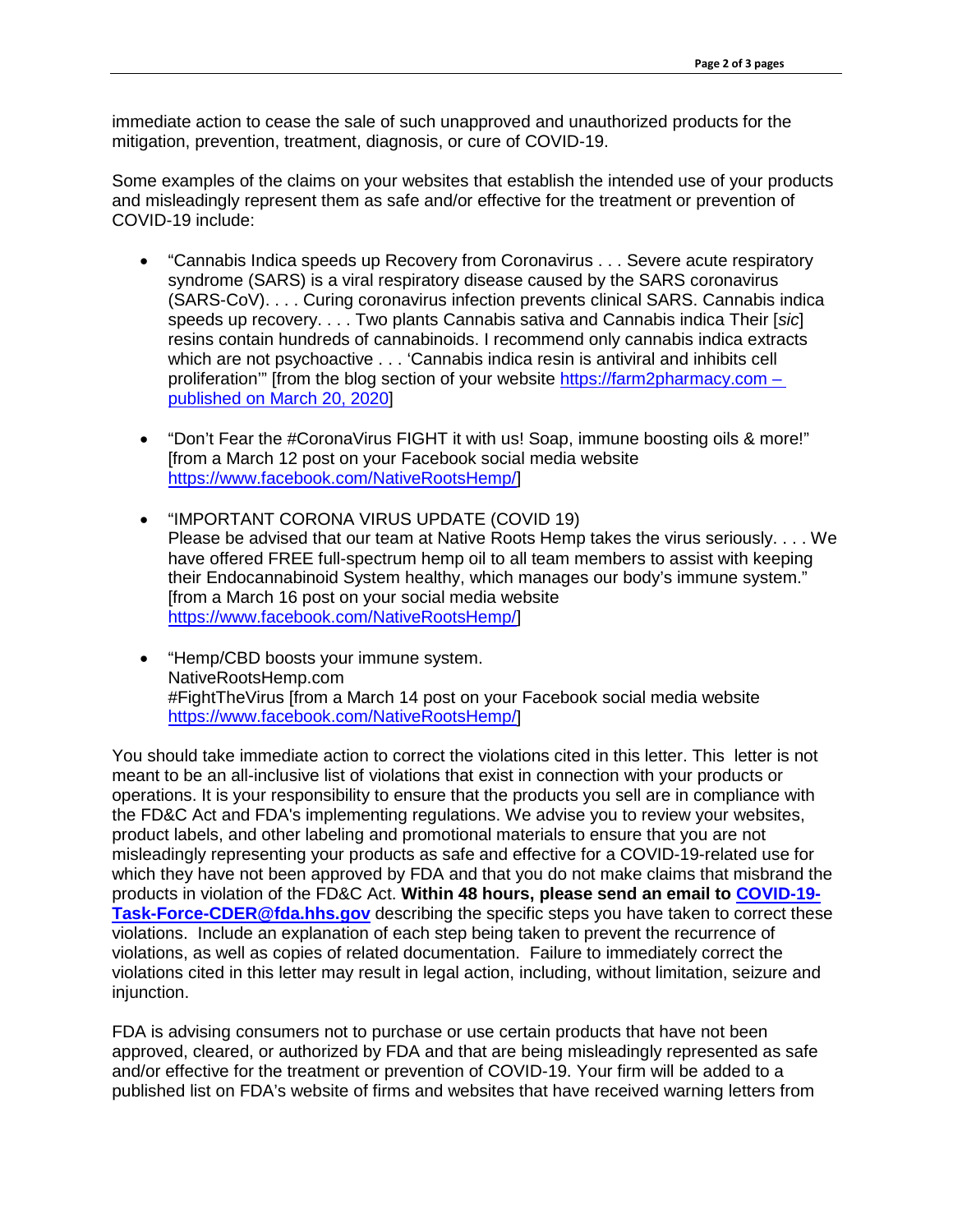immediate action to cease the sale of such unapproved and unauthorized products for the mitigation, prevention, treatment, diagnosis, or cure of COVID-19.

Some examples of the claims on your websites that establish the intended use of your products and misleadingly represent them as safe and/or effective for the treatment or prevention of COVID-19 include:

- "Cannabis Indica speeds up Recovery from Coronavirus . . . Severe acute respiratory syndrome (SARS) is a viral respiratory disease caused by the SARS coronavirus (SARS-CoV). . . . Curing coronavirus infection prevents clinical SARS. Cannabis indica speeds up recovery. . . . Two plants Cannabis sativa and Cannabis indica Their [*sic*] resins contain hundreds of cannabinoids. I recommend only cannabis indica extracts which are not psychoactive . . . 'Cannabis indica resin is antiviral and inhibits cell proliferation'" [from the blog section of your website https://farm2pharmacy.com – published on March 20, 2020]

- "Don't Fear the #CoronaVirus FIGHT it with us! Soap, immune boosting oils & more!" [from a March 12 post on your Facebook social media website https://www.facebook.com/NativeRootsHemp/]

- "IMPORTANT CORONA VIRUS UPDATE (COVID 19)
  Please be advised that our team at Native Roots Hemp takes the virus seriously. . . . We have offered FREE full-spectrum hemp oil to all team members to assist with keeping their Endocannabinoid System healthy, which manages our body's immune system." [from a March 16 post on your social media website https://www.facebook.com/NativeRootsHemp/]

- "Hemp/CBD boosts your immune system.
  NativeRootsHemp.com
  #FightTheVirus [from a March 14 post on your Facebook social media website https://www.facebook.com/NativeRootsHemp/]

You should take immediate action to correct the violations cited in this letter. This letter is not meant to be an all-inclusive list of violations that exist in connection with your products or operations. It is your responsibility to ensure that the products you sell are in compliance with the FD&C Act and FDA's implementing regulations. We advise you to review your websites, product labels, and other labeling and promotional materials to ensure that you are not misleadingly representing your products as safe and effective for a COVID-19-related use for which they have not been approved by FDA and that you do not make claims that misbrand the products in violation of the FD&C Act. **Within 48 hours, please send an email to COVID-19-Task-Force-CDER@fda.hhs.gov** describing the specific steps you have taken to correct these violations. Include an explanation of each step being taken to prevent the recurrence of violations, as well as copies of related documentation. Failure to immediately correct the violations cited in this letter may result in legal action, including, without limitation, seizure and injunction.

FDA is advising consumers not to purchase or use certain products that have not been approved, cleared, or authorized by FDA and that are being misleadingly represented as safe and/or effective for the treatment or prevention of COVID-19. Your firm will be added to a published list on FDA's website of firms and websites that have received warning letters from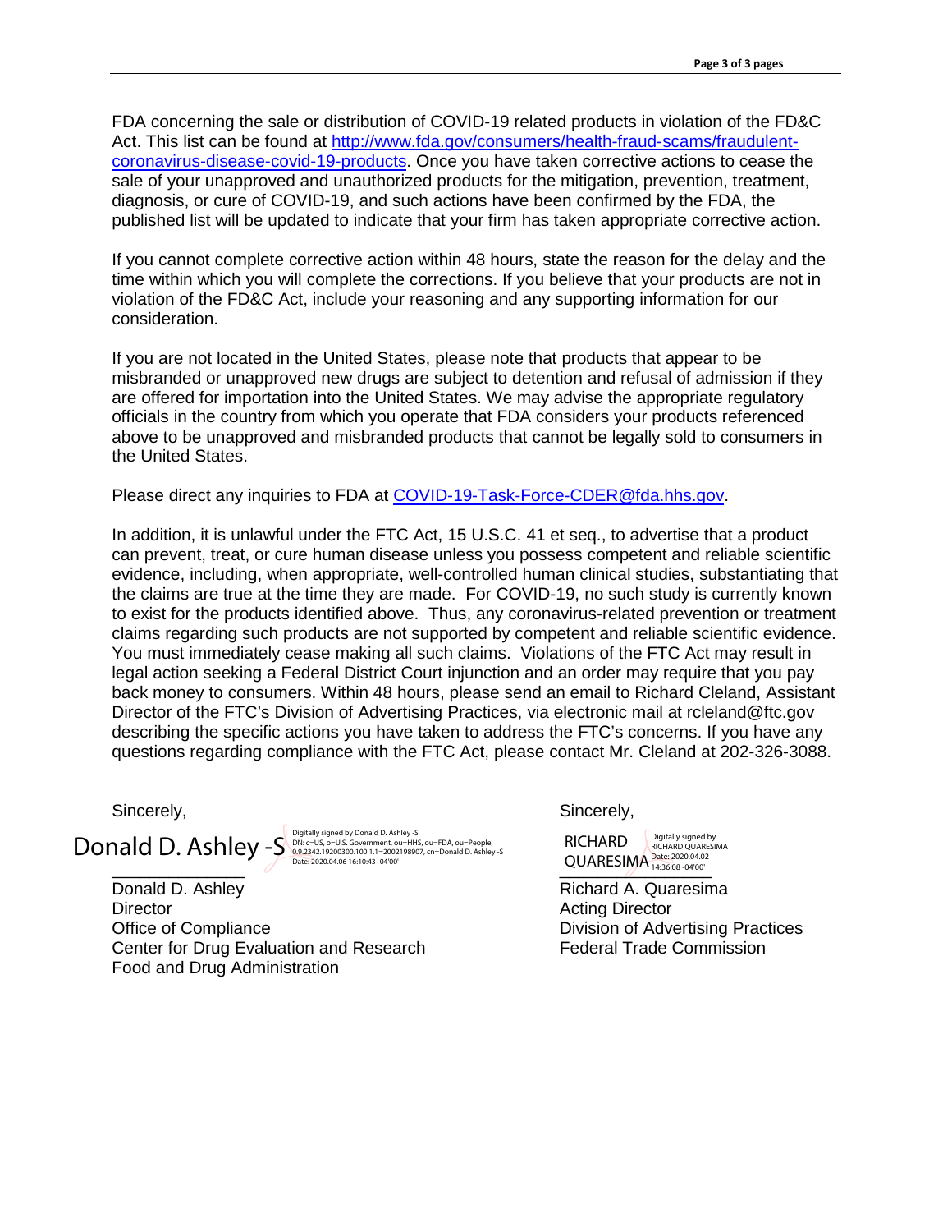FDA concerning the sale or distribution of COVID-19 related products in violation of the FD&C Act. This list can be found at [http://www.fda.gov/consumers/health-fraud-scams/fraudulent-coronavirus-disease-covid-19-products](http://www.fda.gov/consumers/health-fraud-scams/fraudulent-coronavirus-disease-covid-19-products). Once you have taken corrective actions to cease the sale of your unapproved and unauthorized products for the mitigation, prevention, treatment, diagnosis, or cure of COVID-19, and such actions have been confirmed by the FDA, the published list will be updated to indicate that your firm has taken appropriate corrective action.

If you cannot complete corrective action within 48 hours, state the reason for the delay and the time within which you will complete the corrections. If you believe that your products are not in violation of the FD&C Act, include your reasoning and any supporting information for our consideration.

If you are not located in the United States, please note that products that appear to be misbranded or unapproved new drugs are subject to detention and refusal of admission if they are offered for importation into the United States. We may advise the appropriate regulatory officials in the country from which you operate that FDA considers your products referenced above to be unapproved and misbranded products that cannot be legally sold to consumers in the United States.

Please direct any inquiries to FDA at [COVID-19-Task-Force-CDER@fda.hhs.gov](mailto:COVID-19-Task-Force-CDER@fda.hhs.gov).

In addition, it is unlawful under the FTC Act, 15 U.S.C. 41 et seq., to advertise that a product can prevent, treat, or cure human disease unless you possess competent and reliable scientific evidence, including, when appropriate, well-controlled human clinical studies, substantiating that the claims are true at the time they are made. For COVID-19, no such study is currently known to exist for the products identified above. Thus, any coronavirus-related prevention or treatment claims regarding such products are not supported by competent and reliable scientific evidence. You must immediately cease making all such claims. Violations of the FTC Act may result in legal action seeking a Federal District Court injunction and an order may require that you pay back money to consumers. Within 48 hours, please send an email to Richard Cleland, Assistant Director of the FTC's Division of Advertising Practices, via electronic mail at rcleland@ftc.gov describing the specific actions you have taken to address the FTC's concerns. If you have any questions regarding compliance with the FTC Act, please contact Mr. Cleland at 202-326-3088.

Sincerely,

Donald D. Ashley -S
Digitally signed by Donald D. Ashley -S
DN: c=US, o=U.S. Government, ou=HHS, ou=FDA, ou=People, 0.9.2342.19200300.100.1.1=2002198907, cn=Donald D. Ashley -S
Date: 2020.04.06 16:10:43 -04'00'

Donald D. Ashley
Director
Office of Compliance
Center for Drug Evaluation and Research
Food and Drug Administration

Sincerely,

RICHARD QUARESIMA
Digitally signed by RICHARD QUARESIMA
Date: 2020.04.02 14:36:08 -04'00'

Richard A. Quaresima
Acting Director
Division of Advertising Practices
Federal Trade Commission